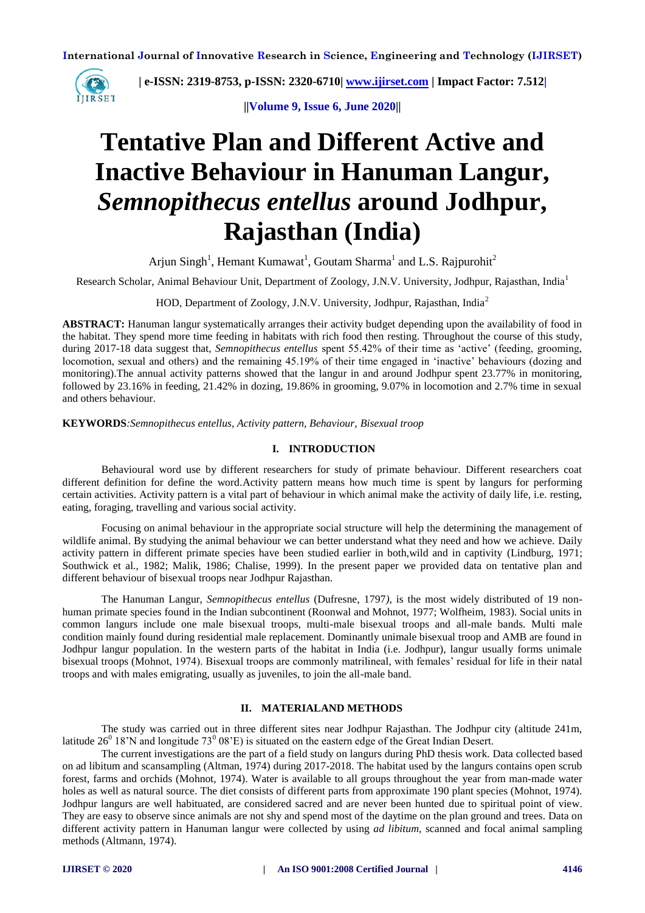# Tentative Plan and Different Active and Inactive Behaviour in Hanuman Langur, *Semnopithecus entellus* around Jodhpur, Rajasthan (India)

Arjun Singh[1], Hemant Kumawat[1], Goutam Sharma[1] and L.S. Rajpurohit[2]

Research Scholar, Animal Behaviour Unit, Department of Zoology, J.N.V. University, Jodhpur, Rajasthan, India[1]

HOD, Department of Zoology, J.N.V. University, Jodhpur, Rajasthan, India[2]

**ABSTRACT:** Hanuman langur systematically arranges their activity budget depending upon the availability of food in the habitat. They spend more time feeding in habitats with rich food then resting. Throughout the course of this study, during 2017-18 data suggest that, *Semnopithecus entellus* spent 55.42% of their time as 'active' (feeding, grooming, locomotion, sexual and others) and the remaining 45.19% of their time engaged in 'inactive' behaviours (dozing and monitoring).The annual activity patterns showed that the langur in and around Jodhpur spent 23.77% in monitoring, followed by 23.16% in feeding, 21.42% in dozing, 19.86% in grooming, 9.07% in locomotion and 2.7% time in sexual and others behaviour.

**KEYWORDS***:Semnopithecus entellus, Activity pattern, Behaviour, Bisexual troop*

## I. INTRODUCTION

Behavioural word use by different researchers for study of primate behaviour. Different researchers coat different definition for define the word.Activity pattern means how much time is spent by langurs for performing certain activities. Activity pattern is a vital part of behaviour in which animal make the activity of daily life, i.e. resting, eating, foraging, travelling and various social activity.

Focusing on animal behaviour in the appropriate social structure will help the determining the management of wildlife animal. By studying the animal behaviour we can better understand what they need and how we achieve. Daily activity pattern in different primate species have been studied earlier in both,wild and in captivity (Lindburg, 1971; Southwick et al., 1982; Malik, 1986; Chalise, 1999). In the present paper we provided data on tentative plan and different behaviour of bisexual troops near Jodhpur Rajasthan.

The Hanuman Langur, *Semnopithecus entellus* (Dufresne, 1797*)*, is the most widely distributed of 19 non-human primate species found in the Indian subcontinent (Roonwal and Mohnot, 1977; Wolfheim, 1983). Social units in common langurs include one male bisexual troops, multi-male bisexual troops and all-male bands. Multi male condition mainly found during residential male replacement. Dominantly unimale bisexual troop and AMB are found in Jodhpur langur population. In the western parts of the habitat in India (i.e. Jodhpur), langur usually forms unimale bisexual troops (Mohnot, 1974). Bisexual troops are commonly matrilineal, with females' residual for life in their natal troops and with males emigrating, usually as juveniles, to join the all-male band.

## II. MATERIALAND METHODS

The study was carried out in three different sites near Jodhpur Rajasthan. The Jodhpur city (altitude 241m, latitude $26^0$ 18'N and longitude $73^0$ 08'E) is situated on the eastern edge of the Great Indian Desert.

The current investigations are the part of a field study on langurs during PhD thesis work. Data collected based on ad libitum and scansampling (Altman, 1974) during 2017-2018. The habitat used by the langurs contains open scrub forest, farms and orchids (Mohnot, 1974). Water is available to all groups throughout the year from man-made water holes as well as natural source. The diet consists of different parts from approximate 190 plant species (Mohnot, 1974). Jodhpur langurs are well habituated, are considered sacred and are never been hunted due to spiritual point of view. They are easy to observe since animals are not shy and spend most of the daytime on the plan ground and trees. Data on different activity pattern in Hanuman langur were collected by using *ad libitum*, scanned and focal animal sampling methods (Altmann, 1974).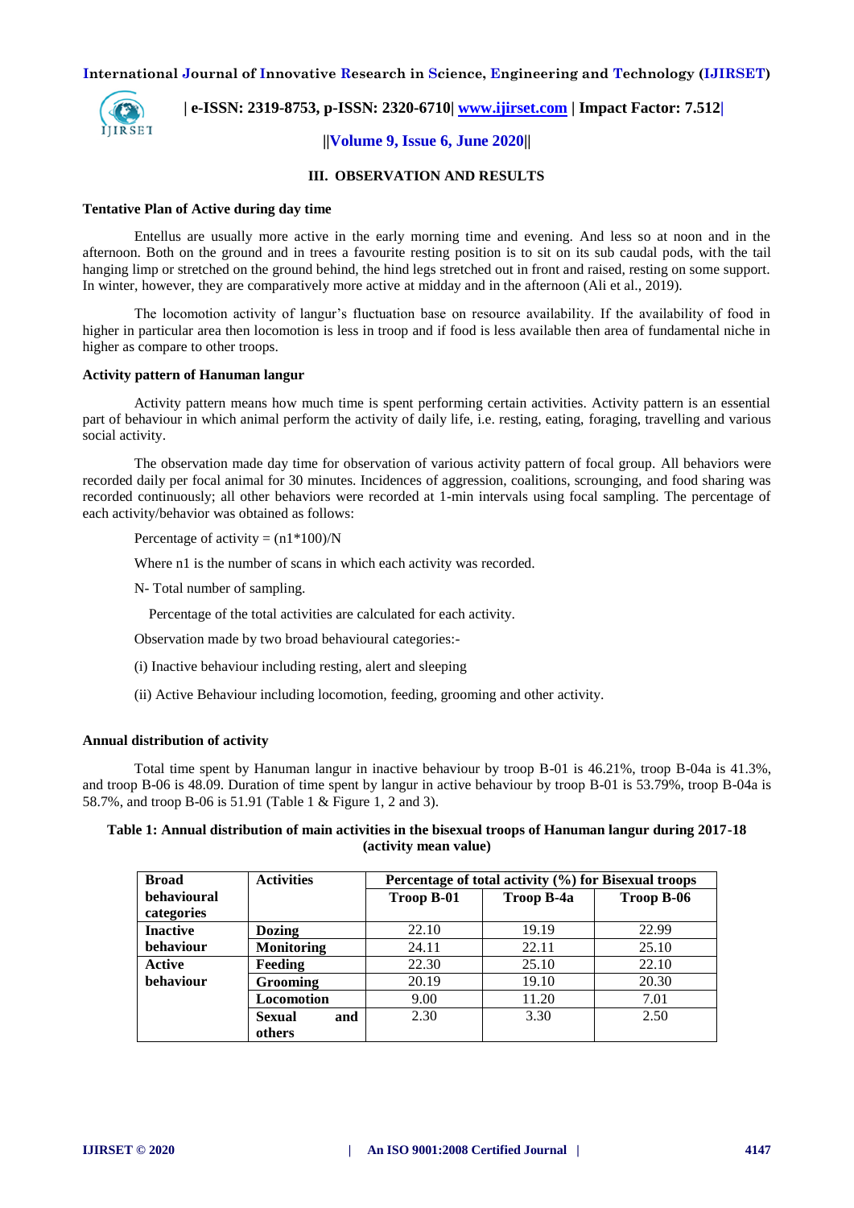## III. OBSERVATION AND RESULTS

**Tentative Plan of Active during day time**

Entellus are usually more active in the early morning time and evening. And less so at noon and in the afternoon. Both on the ground and in trees a favourite resting position is to sit on its sub caudal pods, with the tail hanging limp or stretched on the ground behind, the hind legs stretched out in front and raised, resting on some support. In winter, however, they are comparatively more active at midday and in the afternoon (Ali et al., 2019).

The locomotion activity of langur's fluctuation base on resource availability. If the availability of food in higher in particular area then locomotion is less in troop and if food is less available then area of fundamental niche in higher as compare to other troops.

**Activity pattern of Hanuman langur**

Activity pattern means how much time is spent performing certain activities. Activity pattern is an essential part of behaviour in which animal perform the activity of daily life, i.e. resting, eating, foraging, travelling and various social activity.

The observation made day time for observation of various activity pattern of focal group. All behaviors were recorded daily per focal animal for 30 minutes. Incidences of aggression, coalitions, scrounging, and food sharing was recorded continuously; all other behaviors were recorded at 1-min intervals using focal sampling. The percentage of each activity/behavior was obtained as follows:

Percentage of activity = $(n1*100)/N$

Where n1 is the number of scans in which each activity was recorded.

N- Total number of sampling.

Percentage of the total activities are calculated for each activity.

Observation made by two broad behavioural categories:-

(i) Inactive behaviour including resting, alert and sleeping

(ii) Active Behaviour including locomotion, feeding, grooming and other activity.

**Annual distribution of activity**

Total time spent by Hanuman langur in inactive behaviour by troop B-01 is 46.21%, troop B-04a is 41.3%, and troop B-06 is 48.09. Duration of time spent by langur in active behaviour by troop B-01 is 53.79%, troop B-04a is 58.7%, and troop B-06 is 51.91 (Table 1 & Figure 1, 2 and 3).

**Table 1: Annual distribution of main activities in the bisexual troops of Hanuman langur during 2017-18 (activity mean value)**

| Broad behavioural categories | Activities | Percentage of total activity (%) for Bisexual troops | | |
|---|---|---|---|---|
| | | Troop B-01 | Troop B-4a | Troop B-06 |
| Inactive behaviour | Dozing | 22.10 | 19.19 | 22.99 |
| | Monitoring | 24.11 | 22.11 | 25.10 |
| Active behaviour | Feeding | 22.30 | 25.10 | 22.10 |
| | Grooming | 20.19 | 19.10 | 20.30 |
| | Locomotion | 9.00 | 11.20 | 7.01 |
| | Sexual and others | 2.30 | 3.30 | 2.50 |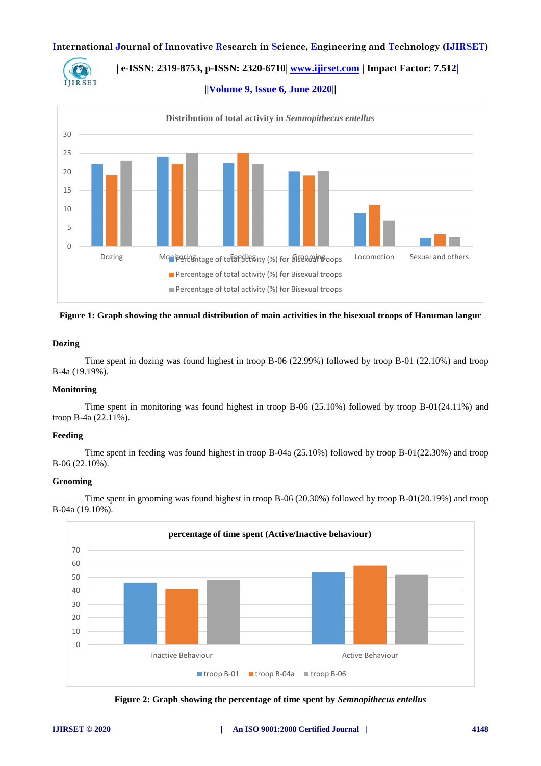Figure 1: Graph showing the annual distribution of main activities in the bisexual troops of Hanuman langur

### Dozing

Time spent in dozing was found highest in troop B-06 (22.99%) followed by troop B-01 (22.10%) and troop B-4a (19.19%).

### Monitoring

Time spent in monitoring was found highest in troop B-06 (25.10%) followed by troop B-01(24.11%) and troop B-4a (22.11%).

### Feeding

Time spent in feeding was found highest in troop B-04a (25.10%) followed by troop B-01(22.30%) and troop B-06 (22.10%).

### Grooming

Time spent in grooming was found highest in troop B-06 (20.30%) followed by troop B-01(20.19%) and troop B-04a (19.10%).

Figure 2: Graph showing the percentage of time spent by *Semnopithecus entellus*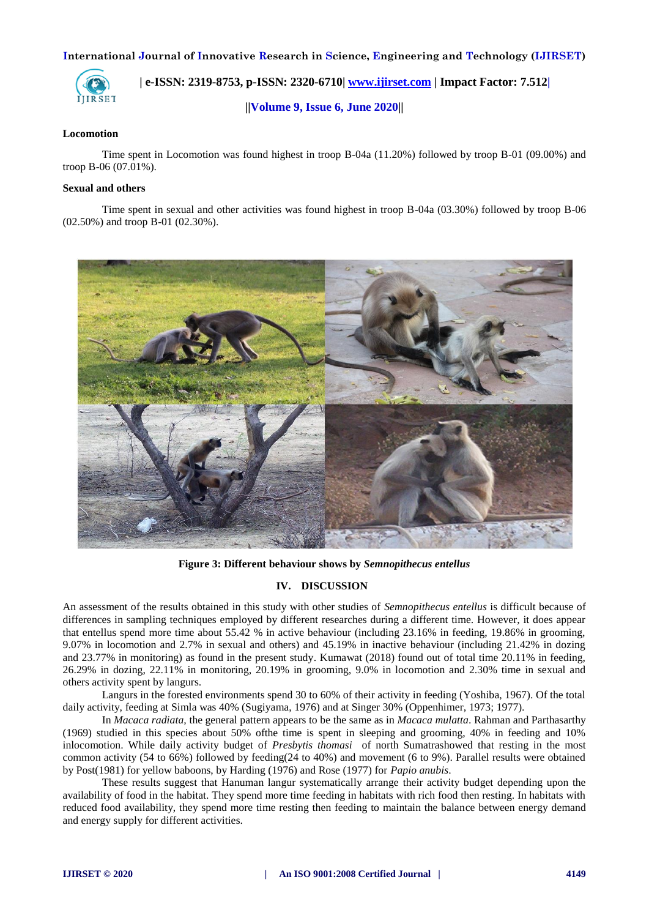### Locomotion

Time spent in Locomotion was found highest in troop B-04a (11.20%) followed by troop B-01 (09.00%) and troop B-06 (07.01%).

### Sexual and others

Time spent in sexual and other activities was found highest in troop B-04a (03.30%) followed by troop B-06 (02.50%) and troop B-01 (02.30%).

**Figure 3: Different behaviour shows by *Semnopithecus entellus***

## IV. DISCUSSION

An assessment of the results obtained in this study with other studies of *Semnopithecus entellus* is difficult because of differences in sampling techniques employed by different researches during a different time. However, it does appear that entellus spend more time about 55.42 % in active behaviour (including 23.16% in feeding, 19.86% in grooming, 9.07% in locomotion and 2.7% in sexual and others) and 45.19% in inactive behaviour (including 21.42% in dozing and 23.77% in monitoring) as found in the present study. Kumawat (2018) found out of total time 20.11% in feeding, 26.29% in dozing, 22.11% in monitoring, 20.19% in grooming, 9.0% in locomotion and 2.30% time in sexual and others activity spent by langurs.

Langurs in the forested environments spend 30 to 60% of their activity in feeding (Yoshiba, 1967). Of the total daily activity, feeding at Simla was 40% (Sugiyama, 1976) and at Singer 30% (Oppenhimer, 1973; 1977).

In *Macaca radiata,* the general pattern appears to be the same as in *Macaca mulatta*. Rahman and Parthasarthy (1969) studied in this species about 50% ofthe time is spent in sleeping and grooming, 40% in feeding and 10% inlocomotion. While daily activity budget of *Presbytis thomasi* of north Sumatrashowed that resting in the most common activity (54 to 66%) followed by feeding(24 to 40%) and movement (6 to 9%). Parallel results were obtained by Post(1981) for yellow baboons, by Harding (1976) and Rose (1977) for *Papio anubis*.

These results suggest that Hanuman langur systematically arrange their activity budget depending upon the availability of food in the habitat. They spend more time feeding in habitats with rich food then resting. In habitats with reduced food availability, they spend more time resting then feeding to maintain the balance between energy demand and energy supply for different activities.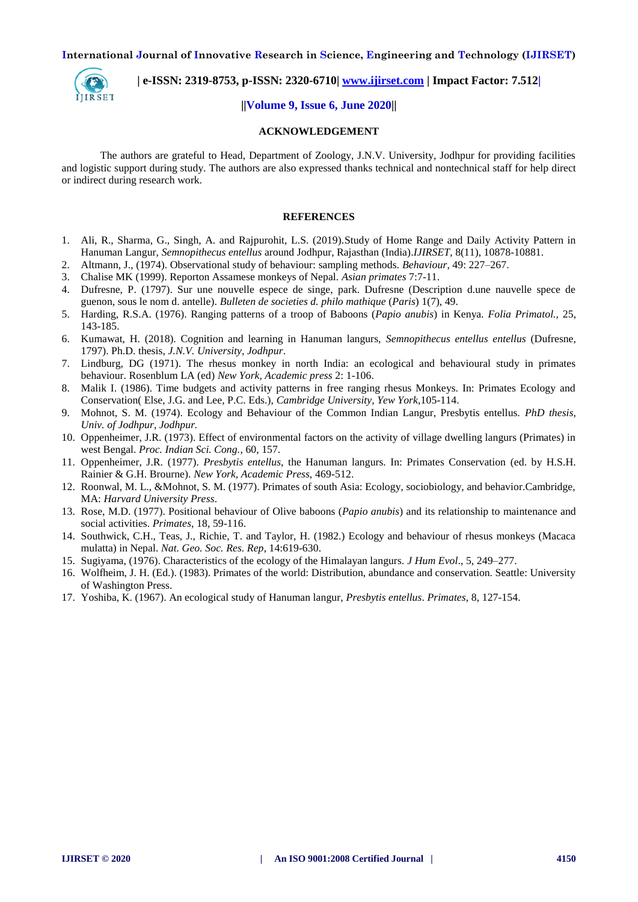## ACKNOWLEDGEMENT

The authors are grateful to Head, Department of Zoology, J.N.V. University, Jodhpur for providing facilities and logistic support during study. The authors are also expressed thanks technical and nontechnical staff for help direct or indirect during research work.

## REFERENCES

1. Ali, R., Sharma, G., Singh, A. and Rajpurohit, L.S. (2019).Study of Home Range and Daily Activity Pattern in Hanuman Langur, *Semnopithecus entellus* around Jodhpur, Rajasthan (India).*IJIRSET*, 8(11), 10878-10881.
2. Altmann, J., (1974). Observational study of behaviour: sampling methods. *Behaviour*, 49: 227–267.
3. Chalise MK (1999). Reporton Assamese monkeys of Nepal. *Asian primates* 7:7-11.
4. Dufresne, P. (1797). Sur une nouvelle espece de singe, park. Dufresne (Description d.une nauvelle spece de guenon, sous le nom d. antelle). *Bulleten de societies d. philo mathique* (*Paris*) 1(7), 49.
5. Harding, R.S.A. (1976). Ranging patterns of a troop of Baboons (*Papio anubis*) in Kenya. *Folia Primatol.,* 25, 143-185.
6. Kumawat, H. (2018). Cognition and learning in Hanuman langurs, *Semnopithecus entellus entellus* (Dufresne, 1797). Ph.D. thesis, *J.N.V. University, Jodhpur*.
7. Lindburg, DG (1971). The rhesus monkey in north India: an ecological and behavioural study in primates behaviour. Rosenblum LA (ed) *New York, Academic press* 2: 1-106.
8. Malik I. (1986). Time budgets and activity patterns in free ranging rhesus Monkeys. In: Primates Ecology and Conservation( Else, J.G. and Lee, P.C. Eds.), *Cambridge University, Yew York*,105-114.
9. Mohnot, S. M. (1974). Ecology and Behaviour of the Common Indian Langur, Presbytis entellus. *PhD thesis, Univ. of Jodhpur, Jodhpur.*
10. Oppenheimer, J.R. (1973). Effect of environmental factors on the activity of village dwelling langurs (Primates) in west Bengal. *Proc. Indian Sci. Cong.*, 60, 157.
11. Oppenheimer, J.R. (1977). *Presbytis entellus*, the Hanuman langurs. In: Primates Conservation (ed. by H.S.H. Rainier & G.H. Brourne). *New York, Academic Press*, 469-512.
12. Roonwal, M. L., &Mohnot, S. M. (1977). Primates of south Asia: Ecology, sociobiology, and behavior.Cambridge, MA: *Harvard University Press*.
13. Rose, M.D. (1977). Positional behaviour of Olive baboons (*Papio anubis*) and its relationship to maintenance and social activities. *Primates*, 18, 59-116.
14. Southwick, C.H., Teas, J., Richie, T. and Taylor, H. (1982.) Ecology and behaviour of rhesus monkeys (Macaca mulatta) in Nepal. *Nat. Geo. Soc. Res. Rep*, 14:619-630.
15. Sugiyama, (1976). Characteristics of the ecology of the Himalayan langurs. *J Hum Evol*., 5, 249–277.
16. Wolfheim, J. H. (Ed.). (1983). Primates of the world: Distribution, abundance and conservation. Seattle: University of Washington Press.
17. Yoshiba, K. (1967). An ecological study of Hanuman langur, *Presbytis entellus*. *Primates*, 8, 127-154.